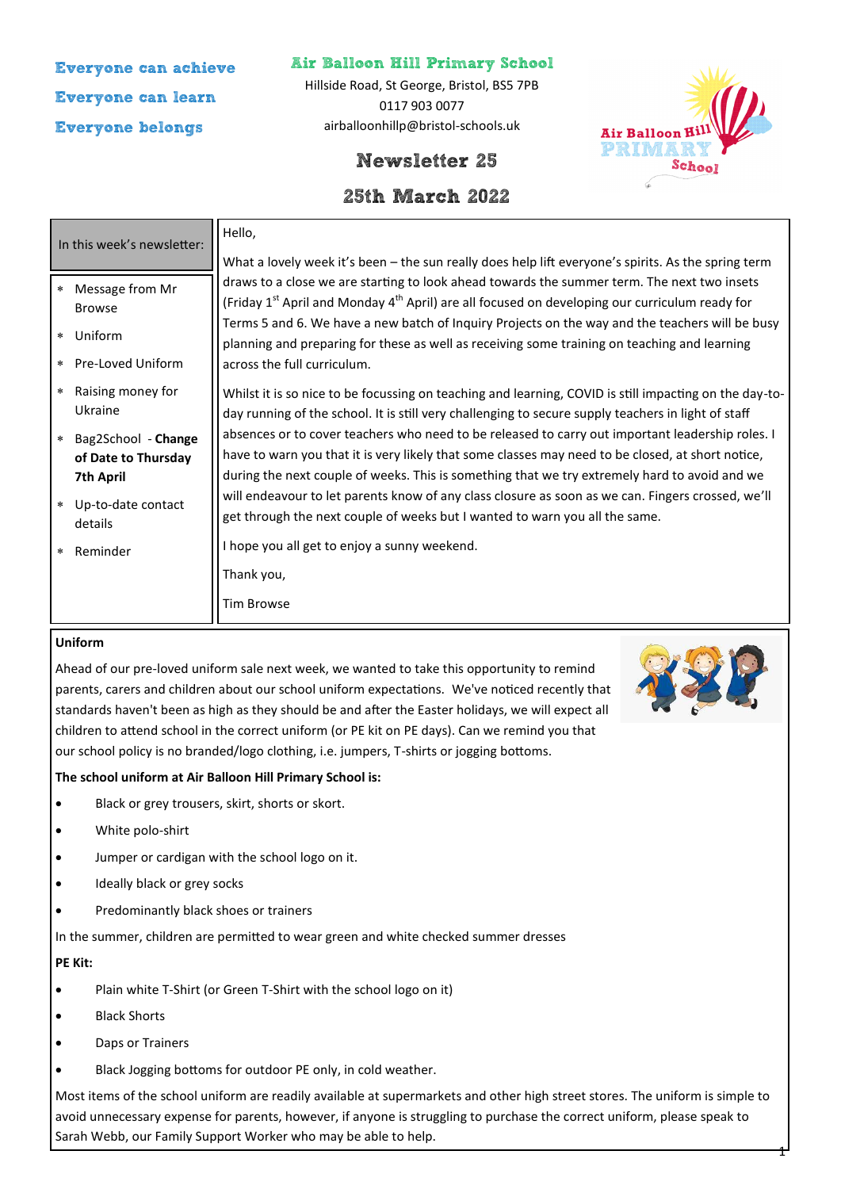Everyone can achieve

Everyone can learn

Everyone belongs

# Air Balloon Hill Primary School

Hillside Road, St George, Bristol, BS5 7PB

0117 903 0077

airballoonhillp@bristol-schools.uk

## Newsletter 25

## 25th March 2022

**In this week's newsletter:**

* Message from Mr Browse
* Uniform
* Pre-Loved Uniform
* Raising money for Ukraine
* Bag2School - **Change of Date to Thursday 7th April**
* Up-to-date contact details
* Reminder

Hello,

What a lovely week it's been – the sun really does help lift everyone's spirits. As the spring term draws to a close we are starting to look ahead towards the summer term. The next two insets (Friday 1st April and Monday 4th April) are all focused on developing our curriculum ready for Terms 5 and 6. We have a new batch of Inquiry Projects on the way and the teachers will be busy planning and preparing for these as well as receiving some training on teaching and learning across the full curriculum.

Whilst it is so nice to be focussing on teaching and learning, COVID is still impacting on the day-to-day running of the school. It is still very challenging to secure supply teachers in light of staff absences or to cover teachers who need to be released to carry out important leadership roles. I have to warn you that it is very likely that some classes may need to be closed, at short notice, during the next couple of weeks. This is something that we try extremely hard to avoid and we will endeavour to let parents know of any class closure as soon as we can. Fingers crossed, we'll get through the next couple of weeks but I wanted to warn you all the same.

I hope you all get to enjoy a sunny weekend.

Thank you,

Tim Browse

### Uniform

Ahead of our pre-loved uniform sale next week, we wanted to take this opportunity to remind parents, carers and children about our school uniform expectations. We've noticed recently that standards haven't been as high as they should be and after the Easter holidays, we will expect all children to attend school in the correct uniform (or PE kit on PE days). Can we remind you that our school policy is no branded/logo clothing, i.e. jumpers, T-shirts or jogging bottoms.

**The school uniform at Air Balloon Hill Primary School is:**

- Black or grey trousers, skirt, shorts or skort.
- White polo-shirt
- Jumper or cardigan with the school logo on it.
- Ideally black or grey socks
- Predominantly black shoes or trainers

In the summer, children are permitted to wear green and white checked summer dresses

**PE Kit:**

- Plain white T-Shirt (or Green T-Shirt with the school logo on it)
- Black Shorts
- Daps or Trainers
- Black Jogging bottoms for outdoor PE only, in cold weather.

Most items of the school uniform are readily available at supermarkets and other high street stores. The uniform is simple to avoid unnecessary expense for parents, however, if anyone is struggling to purchase the correct uniform, please speak to Sarah Webb, our Family Support Worker who may be able to help.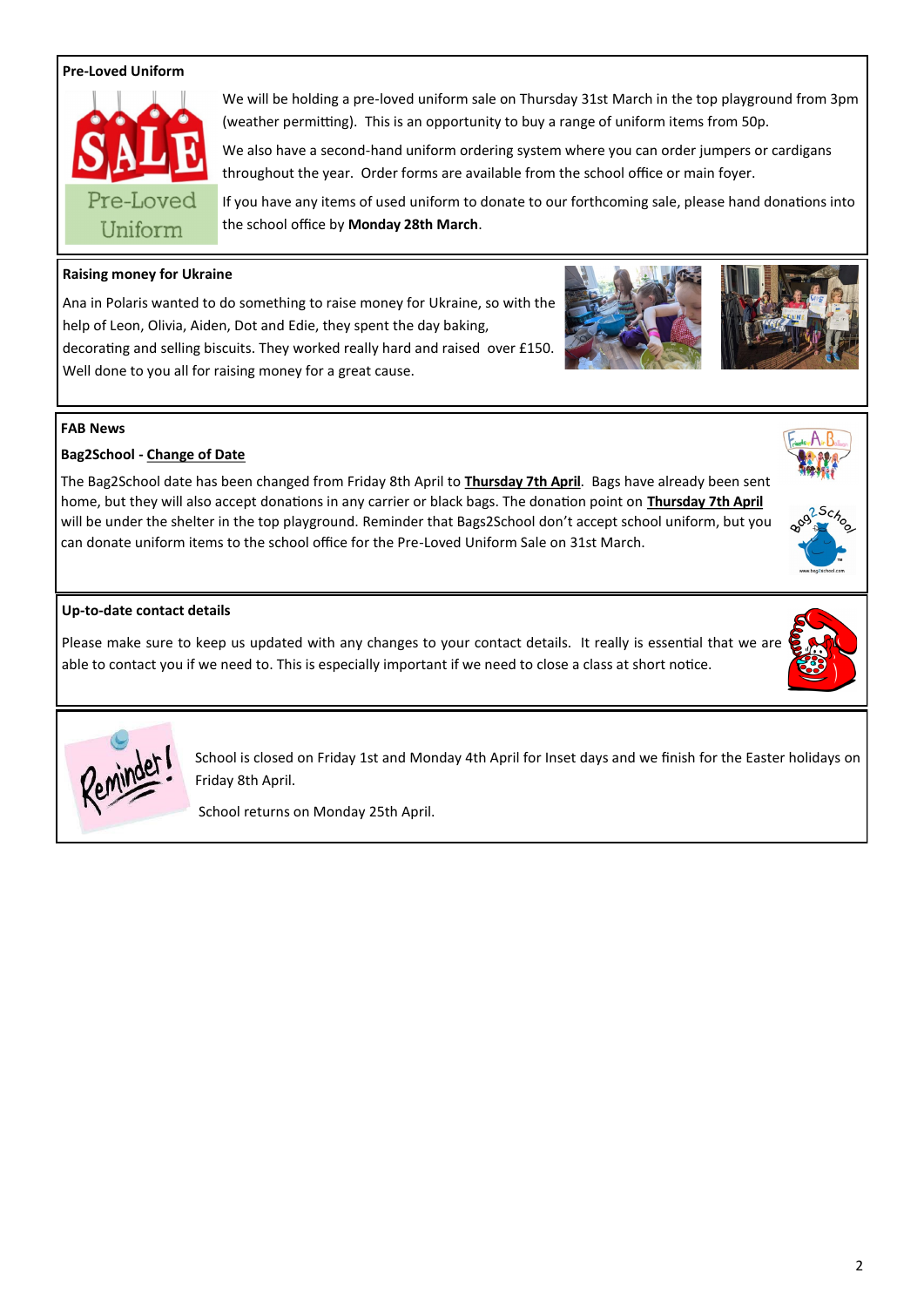## Pre-Loved Uniform

We will be holding a pre-loved uniform sale on Thursday 31st March in the top playground from 3pm (weather permitting). This is an opportunity to buy a range of uniform items from 50p.

We also have a second-hand uniform ordering system where you can order jumpers or cardigans throughout the year. Order forms are available from the school office or main foyer.

If you have any items of used uniform to donate to our forthcoming sale, please hand donations into the school office by **Monday 28th March**.

## Raising money for Ukraine

Ana in Polaris wanted to do something to raise money for Ukraine, so with the help of Leon, Olivia, Aiden, Dot and Edie, they spent the day baking, decorating and selling biscuits. They worked really hard and raised over £150. Well done to you all for raising money for a great cause.

## FAB News

**Bag2School - Change of Date**

The Bag2School date has been changed from Friday 8th April to **Thursday 7th April**. Bags have already been sent home, but they will also accept donations in any carrier or black bags. The donation point on **Thursday 7th April** will be under the shelter in the top playground. Reminder that Bags2School don't accept school uniform, but you can donate uniform items to the school office for the Pre-Loved Uniform Sale on 31st March.

## Up-to-date contact details

Please make sure to keep us updated with any changes to your contact details. It really is essential that we are able to contact you if we need to. This is especially important if we need to close a class at short notice.

## Reminder!

School is closed on Friday 1st and Monday 4th April for Inset days and we finish for the Easter holidays on Friday 8th April.

School returns on Monday 25th April.